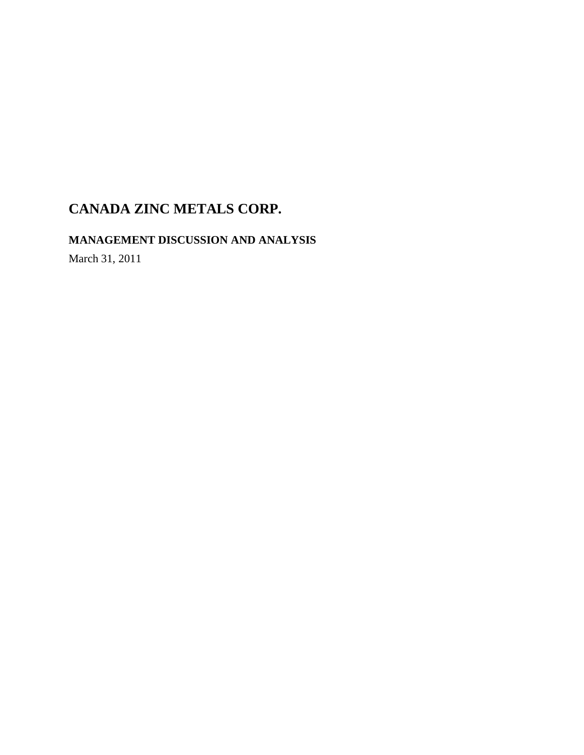# CANADA ZINC METALS CORP.

## MANAGEMENT DISCUSSION AND ANALYSIS

March 31, 2011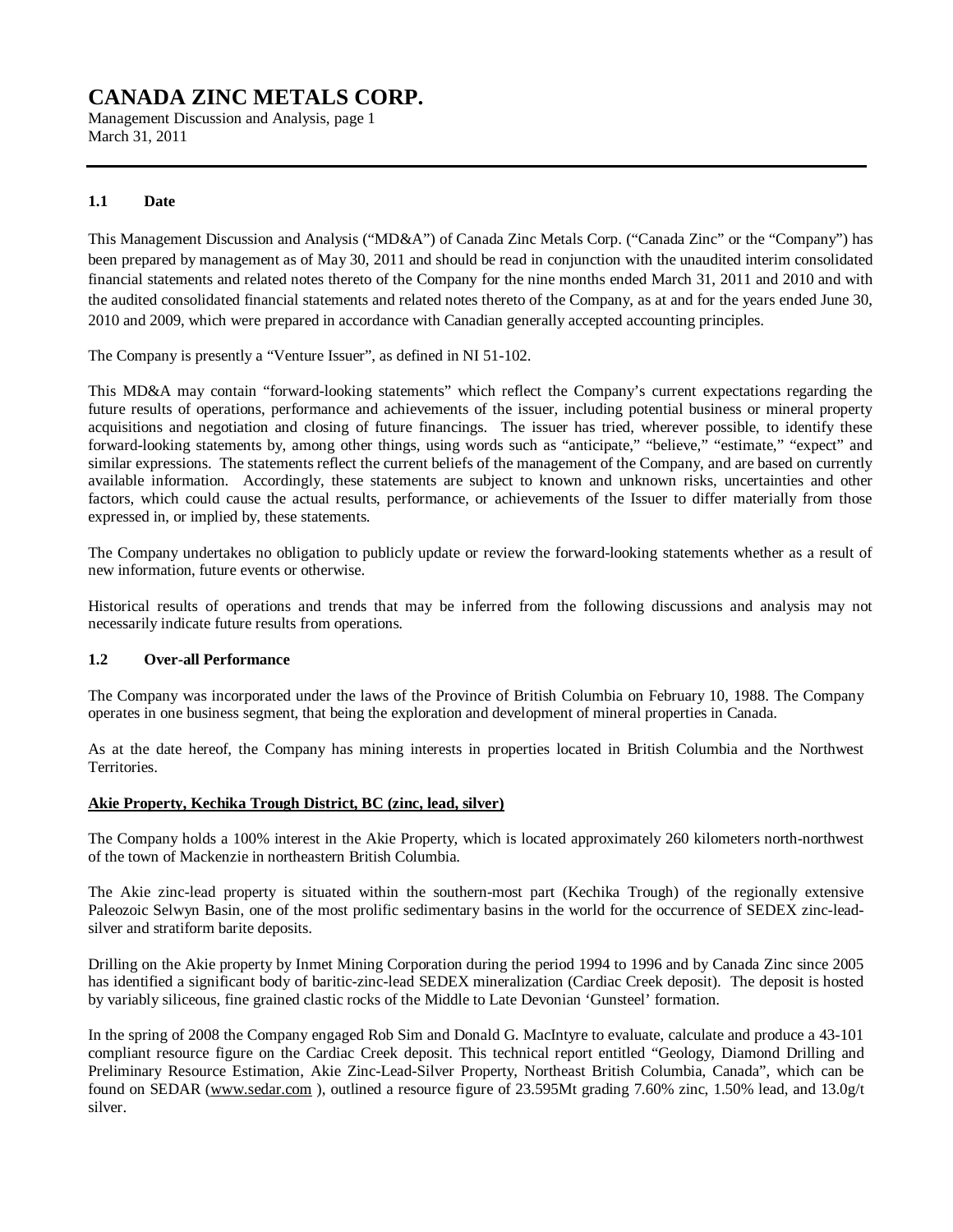# CANADA ZINC METALS CORP.

Management Discussion and Analysis, page 1
March 31, 2011

### 1.1 Date

This Management Discussion and Analysis ("MD&A") of Canada Zinc Metals Corp. ("Canada Zinc" or the "Company") has been prepared by management as of May 30, 2011 and should be read in conjunction with the unaudited interim consolidated financial statements and related notes thereto of the Company for the nine months ended March 31, 2011 and 2010 and with the audited consolidated financial statements and related notes thereto of the Company, as at and for the years ended June 30, 2010 and 2009, which were prepared in accordance with Canadian generally accepted accounting principles.

The Company is presently a "Venture Issuer", as defined in NI 51-102.

This MD&A may contain "forward-looking statements" which reflect the Company's current expectations regarding the future results of operations, performance and achievements of the issuer, including potential business or mineral property acquisitions and negotiation and closing of future financings. The issuer has tried, wherever possible, to identify these forward-looking statements by, among other things, using words such as "anticipate," "believe," "estimate," "expect" and similar expressions. The statements reflect the current beliefs of the management of the Company, and are based on currently available information. Accordingly, these statements are subject to known and unknown risks, uncertainties and other factors, which could cause the actual results, performance, or achievements of the Issuer to differ materially from those expressed in, or implied by, these statements.

The Company undertakes no obligation to publicly update or review the forward-looking statements whether as a result of new information, future events or otherwise.

Historical results of operations and trends that may be inferred from the following discussions and analysis may not necessarily indicate future results from operations.

### 1.2 Over-all Performance

The Company was incorporated under the laws of the Province of British Columbia on February 10, 1988. The Company operates in one business segment, that being the exploration and development of mineral properties in Canada.

As at the date hereof, the Company has mining interests in properties located in British Columbia and the Northwest Territories.

**Akie Property, Kechika Trough District, BC (zinc, lead, silver)**

The Company holds a 100% interest in the Akie Property, which is located approximately 260 kilometers north-northwest of the town of Mackenzie in northeastern British Columbia.

The Akie zinc-lead property is situated within the southern-most part (Kechika Trough) of the regionally extensive Paleozoic Selwyn Basin, one of the most prolific sedimentary basins in the world for the occurrence of SEDEX zinc-lead-silver and stratiform barite deposits.

Drilling on the Akie property by Inmet Mining Corporation during the period 1994 to 1996 and by Canada Zinc since 2005 has identified a significant body of baritic-zinc-lead SEDEX mineralization (Cardiac Creek deposit). The deposit is hosted by variably siliceous, fine grained clastic rocks of the Middle to Late Devonian 'Gunsteel' formation.

In the spring of 2008 the Company engaged Rob Sim and Donald G. MacIntyre to evaluate, calculate and produce a 43-101 compliant resource figure on the Cardiac Creek deposit. This technical report entitled "Geology, Diamond Drilling and Preliminary Resource Estimation, Akie Zinc-Lead-Silver Property, Northeast British Columbia, Canada", which can be found on SEDAR (www.sedar.com ), outlined a resource figure of 23.595Mt grading 7.60% zinc, 1.50% lead, and 13.0g/t silver.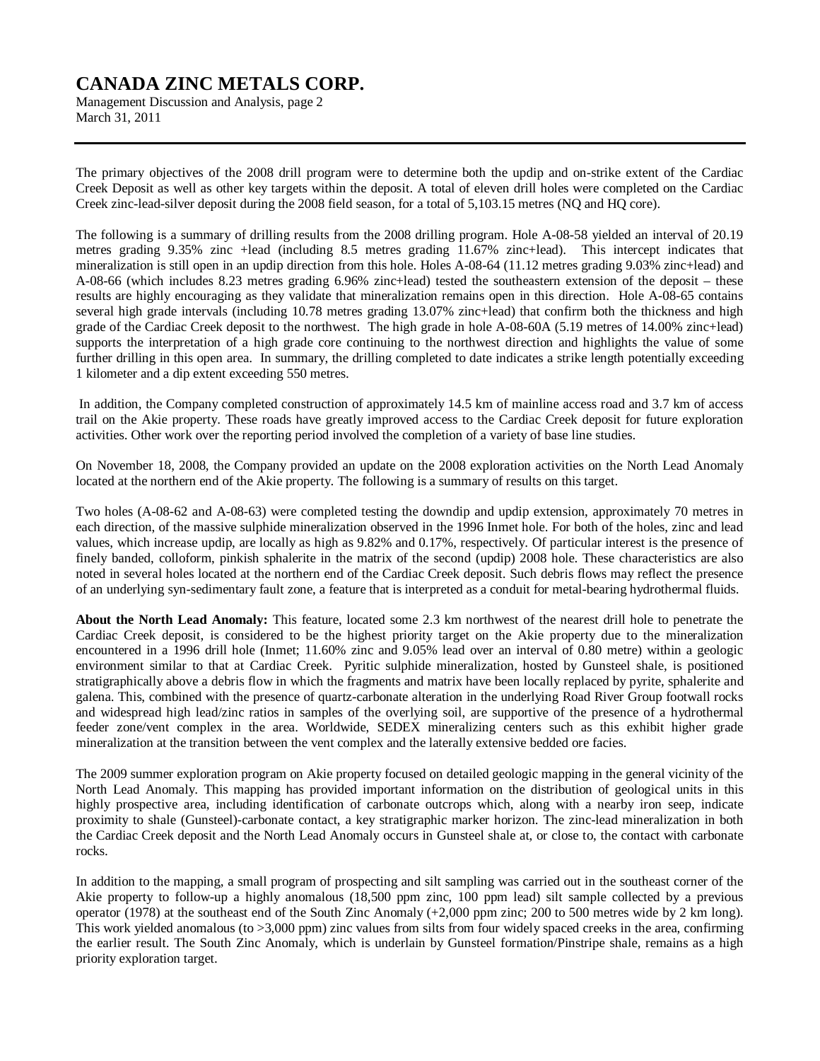The primary objectives of the 2008 drill program were to determine both the updip and on-strike extent of the Cardiac Creek Deposit as well as other key targets within the deposit. A total of eleven drill holes were completed on the Cardiac Creek zinc-lead-silver deposit during the 2008 field season, for a total of 5,103.15 metres (NQ and HQ core).

The following is a summary of drilling results from the 2008 drilling program. Hole A-08-58 yielded an interval of 20.19 metres grading 9.35% zinc +lead (including 8.5 metres grading 11.67% zinc+lead). This intercept indicates that mineralization is still open in an updip direction from this hole. Holes A-08-64 (11.12 metres grading 9.03% zinc+lead) and A-08-66 (which includes 8.23 metres grading 6.96% zinc+lead) tested the southeastern extension of the deposit – these results are highly encouraging as they validate that mineralization remains open in this direction. Hole A-08-65 contains several high grade intervals (including 10.78 metres grading 13.07% zinc+lead) that confirm both the thickness and high grade of the Cardiac Creek deposit to the northwest. The high grade in hole A-08-60A (5.19 metres of 14.00% zinc+lead) supports the interpretation of a high grade core continuing to the northwest direction and highlights the value of some further drilling in this open area. In summary, the drilling completed to date indicates a strike length potentially exceeding 1 kilometer and a dip extent exceeding 550 metres.

In addition, the Company completed construction of approximately 14.5 km of mainline access road and 3.7 km of access trail on the Akie property. These roads have greatly improved access to the Cardiac Creek deposit for future exploration activities. Other work over the reporting period involved the completion of a variety of base line studies.

On November 18, 2008, the Company provided an update on the 2008 exploration activities on the North Lead Anomaly located at the northern end of the Akie property. The following is a summary of results on this target.

Two holes (A-08-62 and A-08-63) were completed testing the downdip and updip extension, approximately 70 metres in each direction, of the massive sulphide mineralization observed in the 1996 Inmet hole. For both of the holes, zinc and lead values, which increase updip, are locally as high as 9.82% and 0.17%, respectively. Of particular interest is the presence of finely banded, colloform, pinkish sphalerite in the matrix of the second (updip) 2008 hole. These characteristics are also noted in several holes located at the northern end of the Cardiac Creek deposit. Such debris flows may reflect the presence of an underlying syn-sedimentary fault zone, a feature that is interpreted as a conduit for metal-bearing hydrothermal fluids.

**About the North Lead Anomaly:** This feature, located some 2.3 km northwest of the nearest drill hole to penetrate the Cardiac Creek deposit, is considered to be the highest priority target on the Akie property due to the mineralization encountered in a 1996 drill hole (Inmet; 11.60% zinc and 9.05% lead over an interval of 0.80 metre) within a geologic environment similar to that at Cardiac Creek. Pyritic sulphide mineralization, hosted by Gunsteel shale, is positioned stratigraphically above a debris flow in which the fragments and matrix have been locally replaced by pyrite, sphalerite and galena. This, combined with the presence of quartz-carbonate alteration in the underlying Road River Group footwall rocks and widespread high lead/zinc ratios in samples of the overlying soil, are supportive of the presence of a hydrothermal feeder zone/vent complex in the area. Worldwide, SEDEX mineralizing centers such as this exhibit higher grade mineralization at the transition between the vent complex and the laterally extensive bedded ore facies.

The 2009 summer exploration program on Akie property focused on detailed geologic mapping in the general vicinity of the North Lead Anomaly. This mapping has provided important information on the distribution of geological units in this highly prospective area, including identification of carbonate outcrops which, along with a nearby iron seep, indicate proximity to shale (Gunsteel)-carbonate contact, a key stratigraphic marker horizon. The zinc-lead mineralization in both the Cardiac Creek deposit and the North Lead Anomaly occurs in Gunsteel shale at, or close to, the contact with carbonate rocks.

In addition to the mapping, a small program of prospecting and silt sampling was carried out in the southeast corner of the Akie property to follow-up a highly anomalous (18,500 ppm zinc, 100 ppm lead) silt sample collected by a previous operator (1978) at the southeast end of the South Zinc Anomaly (+2,000 ppm zinc; 200 to 500 metres wide by 2 km long). This work yielded anomalous (to >3,000 ppm) zinc values from silts from four widely spaced creeks in the area, confirming the earlier result. The South Zinc Anomaly, which is underlain by Gunsteel formation/Pinstripe shale, remains as a high priority exploration target.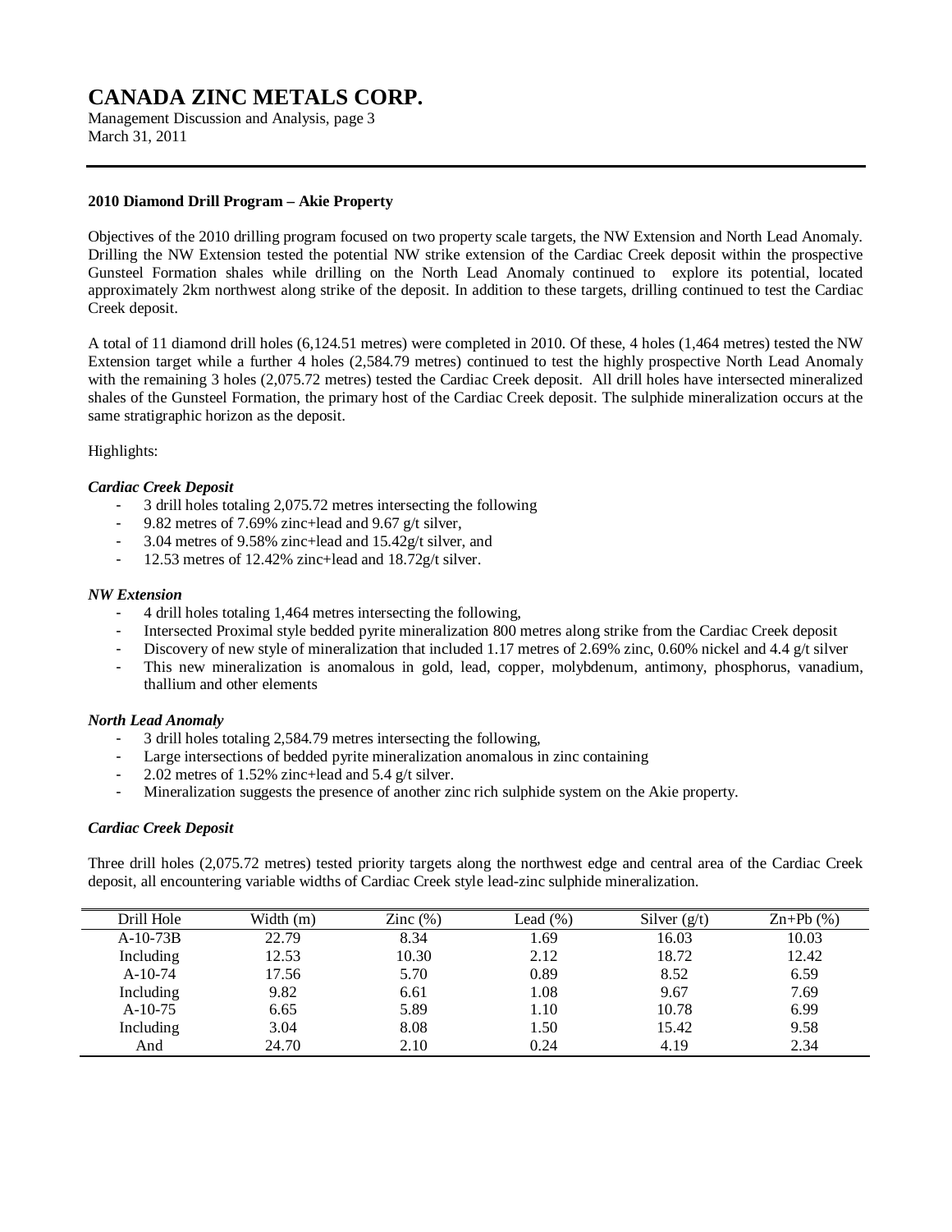# CANADA ZINC METALS CORP.

Management Discussion and Analysis, page 3
March 31, 2011

**2010 Diamond Drill Program – Akie Property**

Objectives of the 2010 drilling program focused on two property scale targets, the NW Extension and North Lead Anomaly. Drilling the NW Extension tested the potential NW strike extension of the Cardiac Creek deposit within the prospective Gunsteel Formation shales while drilling on the North Lead Anomaly continued to explore its potential, located approximately 2km northwest along strike of the deposit. In addition to these targets, drilling continued to test the Cardiac Creek deposit.

A total of 11 diamond drill holes (6,124.51 metres) were completed in 2010. Of these, 4 holes (1,464 metres) tested the NW Extension target while a further 4 holes (2,584.79 metres) continued to test the highly prospective North Lead Anomaly with the remaining 3 holes (2,075.72 metres) tested the Cardiac Creek deposit. All drill holes have intersected mineralized shales of the Gunsteel Formation, the primary host of the Cardiac Creek deposit. The sulphide mineralization occurs at the same stratigraphic horizon as the deposit.

Highlights:

*Cardiac Creek Deposit*

- 3 drill holes totaling 2,075.72 metres intersecting the following
- 9.82 metres of 7.69% zinc+lead and 9.67 g/t silver,
- 3.04 metres of 9.58% zinc+lead and 15.42g/t silver, and
- 12.53 metres of 12.42% zinc+lead and 18.72g/t silver.

*NW Extension*

- 4 drill holes totaling 1,464 metres intersecting the following,
- Intersected Proximal style bedded pyrite mineralization 800 metres along strike from the Cardiac Creek deposit
- Discovery of new style of mineralization that included 1.17 metres of 2.69% zinc, 0.60% nickel and 4.4 g/t silver
- This new mineralization is anomalous in gold, lead, copper, molybdenum, antimony, phosphorus, vanadium, thallium and other elements

*North Lead Anomaly*

- 3 drill holes totaling 2,584.79 metres intersecting the following,
- Large intersections of bedded pyrite mineralization anomalous in zinc containing
- 2.02 metres of 1.52% zinc+lead and 5.4 g/t silver.
- Mineralization suggests the presence of another zinc rich sulphide system on the Akie property.

*Cardiac Creek Deposit*

Three drill holes (2,075.72 metres) tested priority targets along the northwest edge and central area of the Cardiac Creek deposit, all encountering variable widths of Cardiac Creek style lead-zinc sulphide mineralization.

| Drill Hole | Width (m) | Zinc (%) | Lead (%) | Silver (g/t) | Zn+Pb (%) |
|---|---|---|---|---|---|
| A-10-73B | 22.79 | 8.34 | 1.69 | 16.03 | 10.03 |
| Including | 12.53 | 10.30 | 2.12 | 18.72 | 12.42 |
| A-10-74 | 17.56 | 5.70 | 0.89 | 8.52 | 6.59 |
| Including | 9.82 | 6.61 | 1.08 | 9.67 | 7.69 |
| A-10-75 | 6.65 | 5.89 | 1.10 | 10.78 | 6.99 |
| Including | 3.04 | 8.08 | 1.50 | 15.42 | 9.58 |
| And | 24.70 | 2.10 | 0.24 | 4.19 | 2.34 |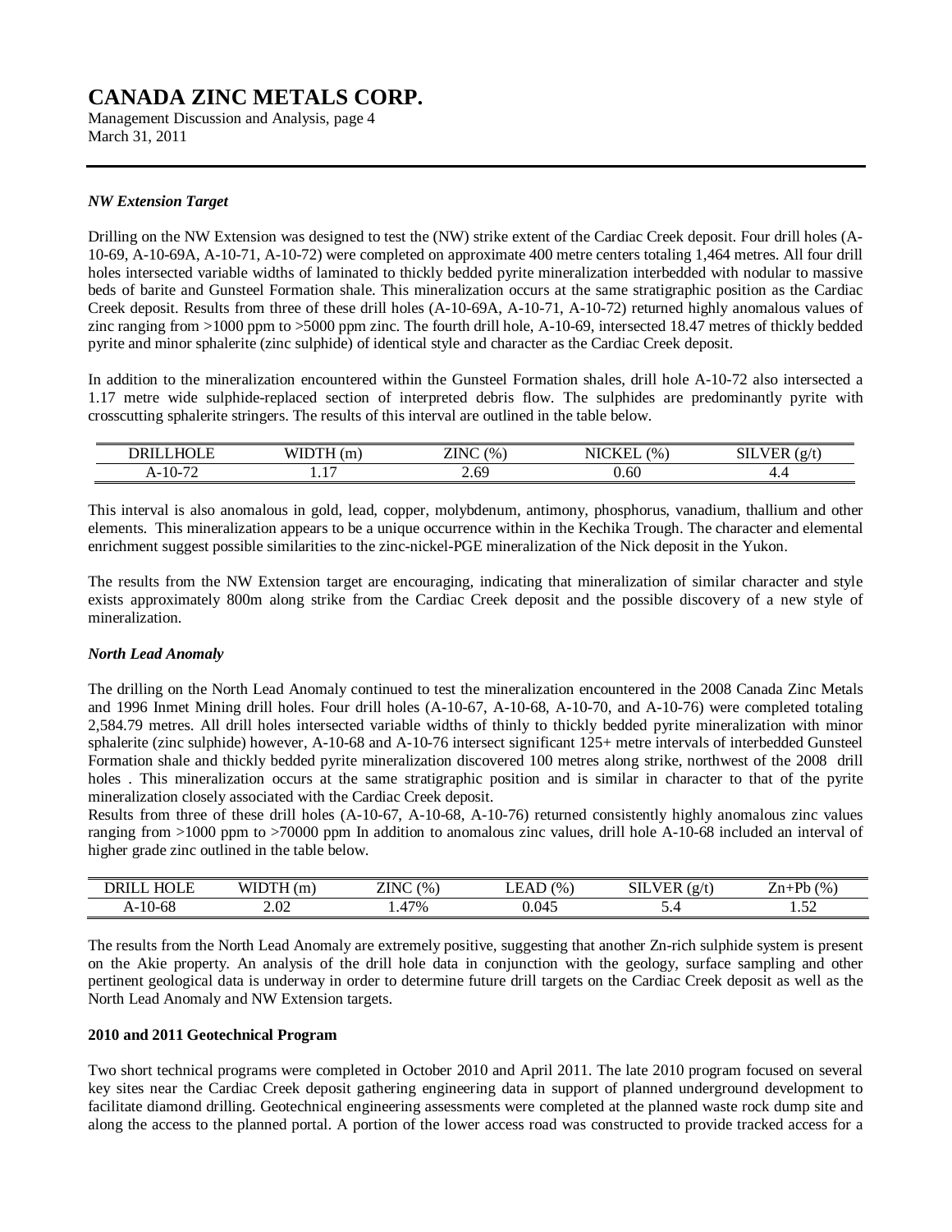### *NW Extension Target*

Drilling on the NW Extension was designed to test the (NW) strike extent of the Cardiac Creek deposit. Four drill holes (A-10-69, A-10-69A, A-10-71, A-10-72) were completed on approximate 400 metre centers totaling 1,464 metres. All four drill holes intersected variable widths of laminated to thickly bedded pyrite mineralization interbedded with nodular to massive beds of barite and Gunsteel Formation shale. This mineralization occurs at the same stratigraphic position as the Cardiac Creek deposit. Results from three of these drill holes (A-10-69A, A-10-71, A-10-72) returned highly anomalous values of zinc ranging from >1000 ppm to >5000 ppm zinc. The fourth drill hole, A-10-69, intersected 18.47 metres of thickly bedded pyrite and minor sphalerite (zinc sulphide) of identical style and character as the Cardiac Creek deposit.

In addition to the mineralization encountered within the Gunsteel Formation shales, drill hole A-10-72 also intersected a 1.17 metre wide sulphide-replaced section of interpreted debris flow. The sulphides are predominantly pyrite with crosscutting sphalerite stringers. The results of this interval are outlined in the table below.

| DRILLHOLE | WIDTH (m) | ZINC (%) | NICKEL (%) | SILVER (g/t) |
|---|---|---|---|---|
| A-10-72 | 1.17 | 2.69 | 0.60 | 4.4 |

This interval is also anomalous in gold, lead, copper, molybdenum, antimony, phosphorus, vanadium, thallium and other elements. This mineralization appears to be a unique occurrence within in the Kechika Trough. The character and elemental enrichment suggest possible similarities to the zinc-nickel-PGE mineralization of the Nick deposit in the Yukon.

The results from the NW Extension target are encouraging, indicating that mineralization of similar character and style exists approximately 800m along strike from the Cardiac Creek deposit and the possible discovery of a new style of mineralization.

### *North Lead Anomaly*

The drilling on the North Lead Anomaly continued to test the mineralization encountered in the 2008 Canada Zinc Metals and 1996 Inmet Mining drill holes. Four drill holes (A-10-67, A-10-68, A-10-70, and A-10-76) were completed totaling 2,584.79 metres. All drill holes intersected variable widths of thinly to thickly bedded pyrite mineralization with minor sphalerite (zinc sulphide) however, A-10-68 and A-10-76 intersect significant 125+ metre intervals of interbedded Gunsteel Formation shale and thickly bedded pyrite mineralization discovered 100 metres along strike, northwest of the 2008 drill holes . This mineralization occurs at the same stratigraphic position and is similar in character to that of the pyrite mineralization closely associated with the Cardiac Creek deposit.
Results from three of these drill holes (A-10-67, A-10-68, A-10-76) returned consistently highly anomalous zinc values ranging from >1000 ppm to >70000 ppm In addition to anomalous zinc values, drill hole A-10-68 included an interval of higher grade zinc outlined in the table below.

| DRILL HOLE | WIDTH (m) | ZINC (%) | LEAD (%) | SILVER (g/t) | Zn+Pb (%) |
|---|---|---|---|---|---|
| A-10-68 | 2.02 | 1.47% | 0.045 | 5.4 | 1.52 |

The results from the North Lead Anomaly are extremely positive, suggesting that another Zn-rich sulphide system is present on the Akie property. An analysis of the drill hole data in conjunction with the geology, surface sampling and other pertinent geological data is underway in order to determine future drill targets on the Cardiac Creek deposit as well as the North Lead Anomaly and NW Extension targets.

**2010 and 2011 Geotechnical Program**

Two short technical programs were completed in October 2010 and April 2011. The late 2010 program focused on several key sites near the Cardiac Creek deposit gathering engineering data in support of planned underground development to facilitate diamond drilling. Geotechnical engineering assessments were completed at the planned waste rock dump site and along the access to the planned portal. A portion of the lower access road was constructed to provide tracked access for a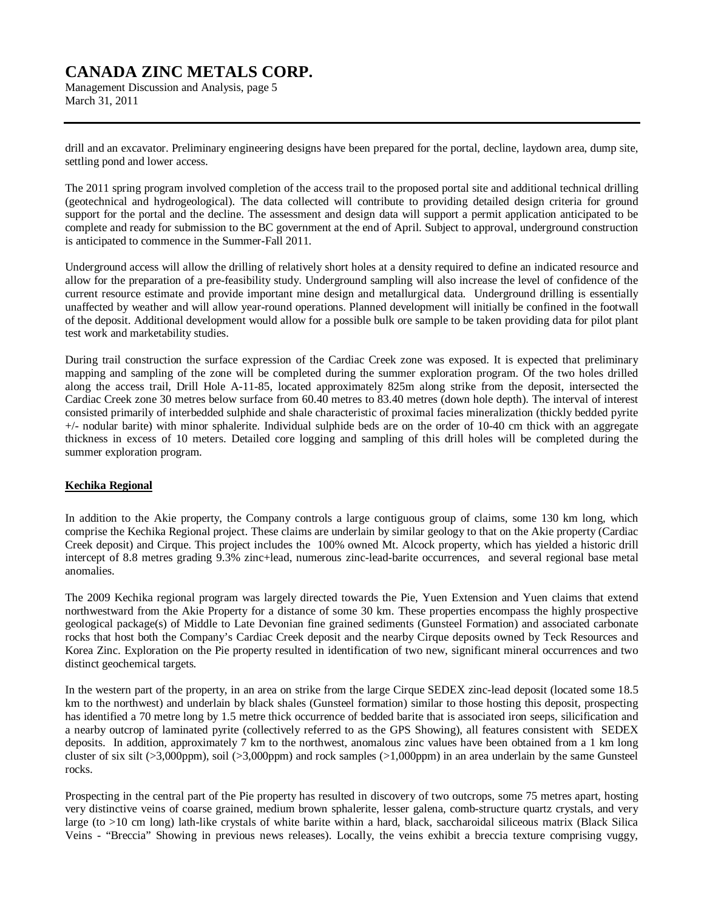drill and an excavator. Preliminary engineering designs have been prepared for the portal, decline, laydown area, dump site, settling pond and lower access.

The 2011 spring program involved completion of the access trail to the proposed portal site and additional technical drilling (geotechnical and hydrogeological). The data collected will contribute to providing detailed design criteria for ground support for the portal and the decline. The assessment and design data will support a permit application anticipated to be complete and ready for submission to the BC government at the end of April. Subject to approval, underground construction is anticipated to commence in the Summer-Fall 2011.

Underground access will allow the drilling of relatively short holes at a density required to define an indicated resource and allow for the preparation of a pre-feasibility study. Underground sampling will also increase the level of confidence of the current resource estimate and provide important mine design and metallurgical data. Underground drilling is essentially unaffected by weather and will allow year-round operations. Planned development will initially be confined in the footwall of the deposit. Additional development would allow for a possible bulk ore sample to be taken providing data for pilot plant test work and marketability studies.

During trail construction the surface expression of the Cardiac Creek zone was exposed. It is expected that preliminary mapping and sampling of the zone will be completed during the summer exploration program. Of the two holes drilled along the access trail, Drill Hole A-11-85, located approximately 825m along strike from the deposit, intersected the Cardiac Creek zone 30 metres below surface from 60.40 metres to 83.40 metres (down hole depth). The interval of interest consisted primarily of interbedded sulphide and shale characteristic of proximal facies mineralization (thickly bedded pyrite +/- nodular barite) with minor sphalerite. Individual sulphide beds are on the order of 10-40 cm thick with an aggregate thickness in excess of 10 meters. Detailed core logging and sampling of this drill holes will be completed during the summer exploration program.

**Kechika Regional**

In addition to the Akie property, the Company controls a large contiguous group of claims, some 130 km long, which comprise the Kechika Regional project. These claims are underlain by similar geology to that on the Akie property (Cardiac Creek deposit) and Cirque. This project includes the 100% owned Mt. Alcock property, which has yielded a historic drill intercept of 8.8 metres grading 9.3% zinc+lead, numerous zinc-lead-barite occurrences, and several regional base metal anomalies.

The 2009 Kechika regional program was largely directed towards the Pie, Yuen Extension and Yuen claims that extend northwestward from the Akie Property for a distance of some 30 km. These properties encompass the highly prospective geological package(s) of Middle to Late Devonian fine grained sediments (Gunsteel Formation) and associated carbonate rocks that host both the Company's Cardiac Creek deposit and the nearby Cirque deposits owned by Teck Resources and Korea Zinc. Exploration on the Pie property resulted in identification of two new, significant mineral occurrences and two distinct geochemical targets.

In the western part of the property, in an area on strike from the large Cirque SEDEX zinc-lead deposit (located some 18.5 km to the northwest) and underlain by black shales (Gunsteel formation) similar to those hosting this deposit, prospecting has identified a 70 metre long by 1.5 metre thick occurrence of bedded barite that is associated iron seeps, silicification and a nearby outcrop of laminated pyrite (collectively referred to as the GPS Showing), all features consistent with SEDEX deposits. In addition, approximately 7 km to the northwest, anomalous zinc values have been obtained from a 1 km long cluster of six silt (>3,000ppm), soil (>3,000ppm) and rock samples (>1,000ppm) in an area underlain by the same Gunsteel rocks.

Prospecting in the central part of the Pie property has resulted in discovery of two outcrops, some 75 metres apart, hosting very distinctive veins of coarse grained, medium brown sphalerite, lesser galena, comb-structure quartz crystals, and very large (to >10 cm long) lath-like crystals of white barite within a hard, black, saccharoidal siliceous matrix (Black Silica Veins - "Breccia" Showing in previous news releases). Locally, the veins exhibit a breccia texture comprising vuggy,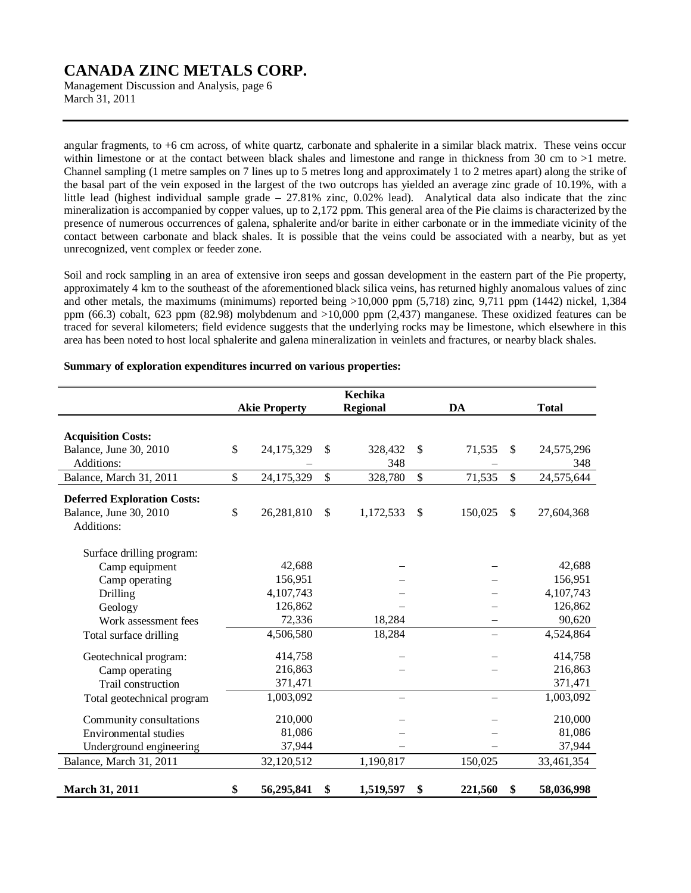angular fragments, to +6 cm across, of white quartz, carbonate and sphalerite in a similar black matrix. These veins occur within limestone or at the contact between black shales and limestone and range in thickness from 30 cm to >1 metre. Channel sampling (1 metre samples on 7 lines up to 5 metres long and approximately 1 to 2 metres apart) along the strike of the basal part of the vein exposed in the largest of the two outcrops has yielded an average zinc grade of 10.19%, with a little lead (highest individual sample grade – 27.81% zinc, 0.02% lead). Analytical data also indicate that the zinc mineralization is accompanied by copper values, up to 2,172 ppm. This general area of the Pie claims is characterized by the presence of numerous occurrences of galena, sphalerite and/or barite in either carbonate or in the immediate vicinity of the contact between carbonate and black shales. It is possible that the veins could be associated with a nearby, but as yet unrecognized, vent complex or feeder zone.

Soil and rock sampling in an area of extensive iron seeps and gossan development in the eastern part of the Pie property, approximately 4 km to the southeast of the aforementioned black silica veins, has returned highly anomalous values of zinc and other metals, the maximums (minimums) reported being >10,000 ppm (5,718) zinc, 9,711 ppm (1442) nickel, 1,384 ppm (66.3) cobalt, 623 ppm (82.98) molybdenum and >10,000 ppm (2,437) manganese. These oxidized features can be traced for several kilometers; field evidence suggests that the underlying rocks may be limestone, which elsewhere in this area has been noted to host local sphalerite and galena mineralization in veinlets and fractures, or nearby black shales.

**Summary of exploration expenditures incurred on various properties:**

| | Akie Property | Kechika Regional | DA | Total |
|---|---|---|---|---|
| **Acquisition Costs:** | | | | |
| Balance, June 30, 2010 | $ 24,175,329 | $ 328,432 | $ 71,535 | $ 24,575,296 |
| Additions: | – | 348 | – | 348 |
| Balance, March 31, 2011 | $ 24,175,329 | $ 328,780 | $ 71,535 | $ 24,575,644 |
| **Deferred Exploration Costs:** | | | | |
| Balance, June 30, 2010 | $ 26,281,810 | $ 1,172,533 | $ 150,025 | $ 27,604,368 |
| Additions: | | | | |
| Surface drilling program: | | | | |
| Camp equipment | 42,688 | – | – | 42,688 |
| Camp operating | 156,951 | – | – | 156,951 |
| Drilling | 4,107,743 | – | – | 4,107,743 |
| Geology | 126,862 | – | – | 126,862 |
| Work assessment fees | 72,336 | 18,284 | – | 90,620 |
| Total surface drilling | 4,506,580 | 18,284 | – | 4,524,864 |
| Geotechnical program: | 414,758 | – | – | 414,758 |
| Camp operating | 216,863 | – | – | 216,863 |
| Trail construction | 371,471 | | | 371,471 |
| Total geotechnical program | 1,003,092 | – | – | 1,003,092 |
| Community consultations | 210,000 | – | – | 210,000 |
| Environmental studies | 81,086 | – | – | 81,086 |
| Underground engineering | 37,944 | – | – | 37,944 |
| Balance, March 31, 2011 | 32,120,512 | 1,190,817 | 150,025 | 33,461,354 |
| **March 31, 2011** | **$ 56,295,841** | **$ 1,519,597** | **$ 221,560** | **$ 58,036,998** |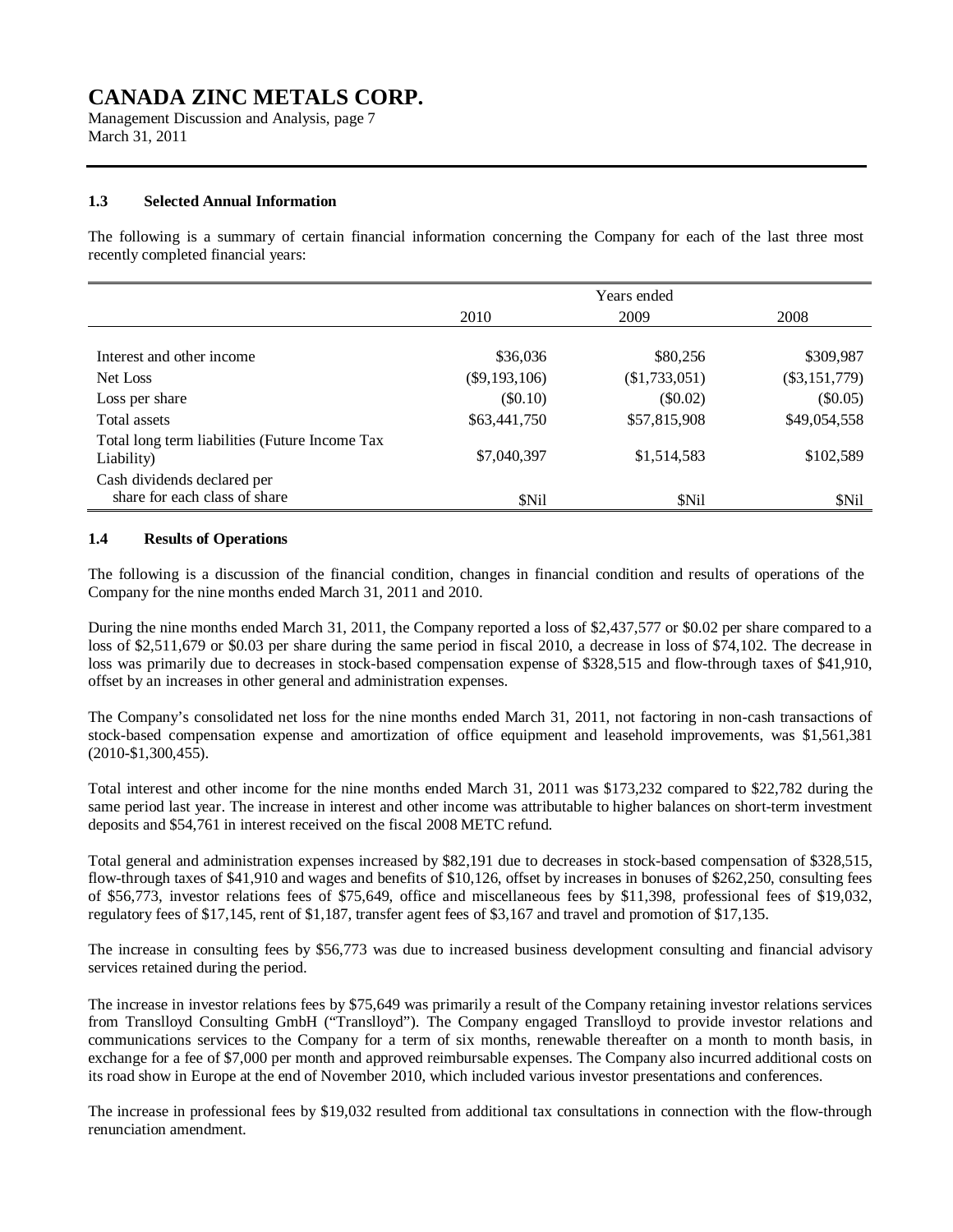### 1.3 Selected Annual Information

The following is a summary of certain financial information concerning the Company for each of the last three most recently completed financial years:

| | Years ended | | |
|---|---|---|---|
| | 2010 | 2009 | 2008 |
| Interest and other income | $36,036 | $80,256 | $309,987 |
| Net Loss | ($9,193,106) | ($1,733,051) | ($3,151,779) |
| Loss per share | ($0.10) | ($0.02) | ($0.05) |
| Total assets | $63,441,750 | $57,815,908 | $49,054,558 |
| Total long term liabilities (Future Income Tax Liability) | $7,040,397 | $1,514,583 | $102,589 |
| Cash dividends declared per share for each class of share | $Nil | $Nil | $Nil |

### 1.4 Results of Operations

The following is a discussion of the financial condition, changes in financial condition and results of operations of the Company for the nine months ended March 31, 2011 and 2010.

During the nine months ended March 31, 2011, the Company reported a loss of $2,437,577 or $0.02 per share compared to a loss of $2,511,679 or $0.03 per share during the same period in fiscal 2010, a decrease in loss of $74,102. The decrease in loss was primarily due to decreases in stock-based compensation expense of $328,515 and flow-through taxes of $41,910, offset by an increases in other general and administration expenses.

The Company's consolidated net loss for the nine months ended March 31, 2011, not factoring in non-cash transactions of stock-based compensation expense and amortization of office equipment and leasehold improvements, was $1,561,381 (2010-$1,300,455).

Total interest and other income for the nine months ended March 31, 2011 was $173,232 compared to $22,782 during the same period last year. The increase in interest and other income was attributable to higher balances on short-term investment deposits and $54,761 in interest received on the fiscal 2008 METC refund.

Total general and administration expenses increased by $82,191 due to decreases in stock-based compensation of $328,515, flow-through taxes of $41,910 and wages and benefits of $10,126, offset by increases in bonuses of $262,250, consulting fees of $56,773, investor relations fees of $75,649, office and miscellaneous fees by $11,398, professional fees of $19,032, regulatory fees of $17,145, rent of $1,187, transfer agent fees of $3,167 and travel and promotion of $17,135.

The increase in consulting fees by $56,773 was due to increased business development consulting and financial advisory services retained during the period.

The increase in investor relations fees by $75,649 was primarily a result of the Company retaining investor relations services from Translloyd Consulting GmbH ("Translloyd"). The Company engaged Translloyd to provide investor relations and communications services to the Company for a term of six months, renewable thereafter on a month to month basis, in exchange for a fee of $7,000 per month and approved reimbursable expenses. The Company also incurred additional costs on its road show in Europe at the end of November 2010, which included various investor presentations and conferences.

The increase in professional fees by $19,032 resulted from additional tax consultations in connection with the flow-through renunciation amendment.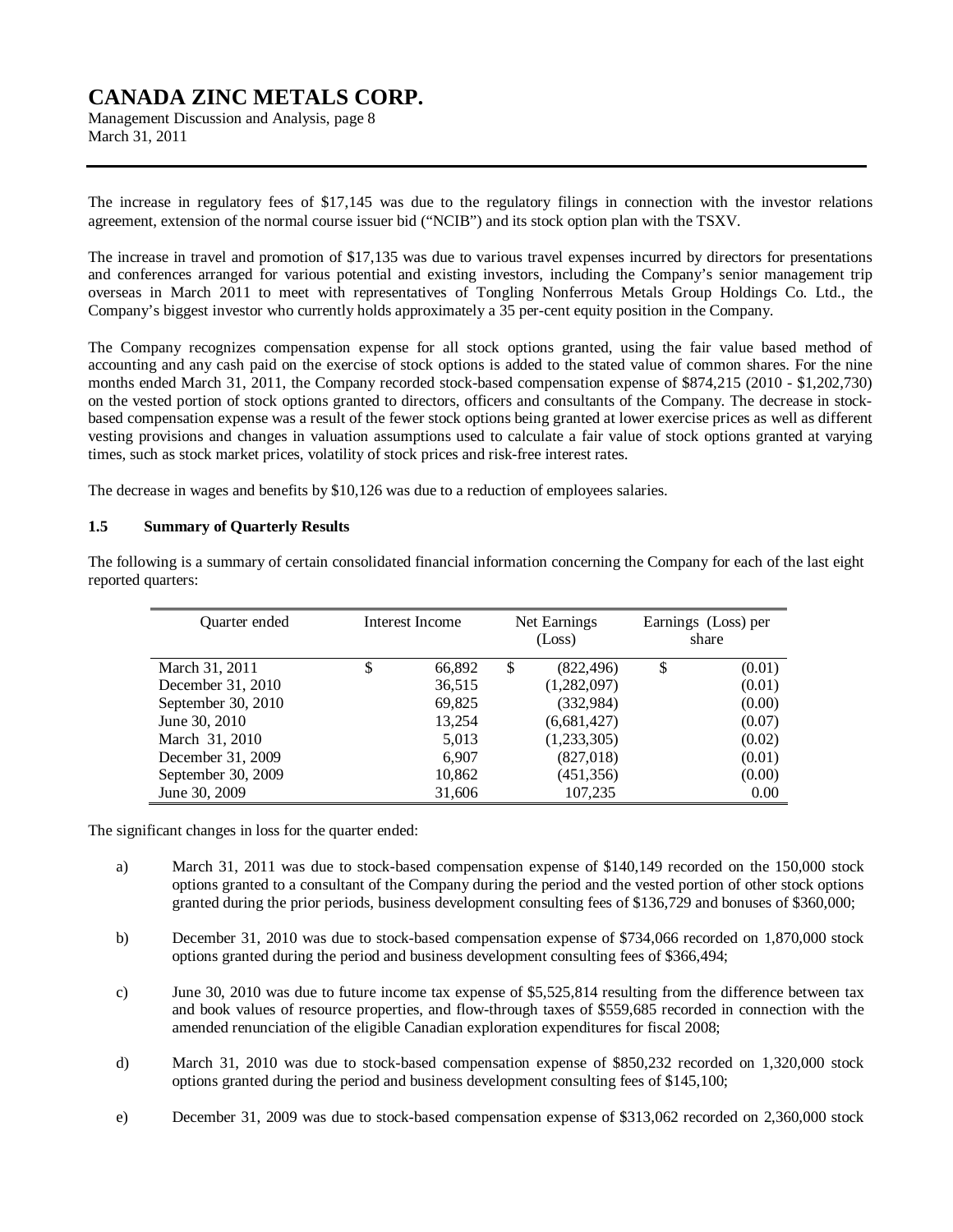The increase in regulatory fees of $17,145 was due to the regulatory filings in connection with the investor relations agreement, extension of the normal course issuer bid ("NCIB") and its stock option plan with the TSXV.

The increase in travel and promotion of $17,135 was due to various travel expenses incurred by directors for presentations and conferences arranged for various potential and existing investors, including the Company's senior management trip overseas in March 2011 to meet with representatives of Tongling Nonferrous Metals Group Holdings Co. Ltd., the Company's biggest investor who currently holds approximately a 35 per-cent equity position in the Company.

The Company recognizes compensation expense for all stock options granted, using the fair value based method of accounting and any cash paid on the exercise of stock options is added to the stated value of common shares. For the nine months ended March 31, 2011, the Company recorded stock-based compensation expense of $874,215 (2010 - $1,202,730) on the vested portion of stock options granted to directors, officers and consultants of the Company. The decrease in stock-based compensation expense was a result of the fewer stock options being granted at lower exercise prices as well as different vesting provisions and changes in valuation assumptions used to calculate a fair value of stock options granted at varying times, such as stock market prices, volatility of stock prices and risk-free interest rates.

The decrease in wages and benefits by $10,126 was due to a reduction of employees salaries.

### 1.5 Summary of Quarterly Results

The following is a summary of certain consolidated financial information concerning the Company for each of the last eight reported quarters:

| Quarter ended | Interest Income | Net Earnings (Loss) | Earnings (Loss) per share |
|---|---|---|---|
| March 31, 2011 | $ 66,892 | $ (822,496) | $ (0.01) |
| December 31, 2010 | 36,515 | (1,282,097) | (0.01) |
| September 30, 2010 | 69,825 | (332,984) | (0.00) |
| June 30, 2010 | 13,254 | (6,681,427) | (0.07) |
| March 31, 2010 | 5,013 | (1,233,305) | (0.02) |
| December 31, 2009 | 6,907 | (827,018) | (0.01) |
| September 30, 2009 | 10,862 | (451,356) | (0.00) |
| June 30, 2009 | 31,606 | 107,235 | 0.00 |

The significant changes in loss for the quarter ended:

a) March 31, 2011 was due to stock-based compensation expense of $140,149 recorded on the 150,000 stock options granted to a consultant of the Company during the period and the vested portion of other stock options granted during the prior periods, business development consulting fees of $136,729 and bonuses of $360,000;

b) December 31, 2010 was due to stock-based compensation expense of $734,066 recorded on 1,870,000 stock options granted during the period and business development consulting fees of $366,494;

c) June 30, 2010 was due to future income tax expense of $5,525,814 resulting from the difference between tax and book values of resource properties, and flow-through taxes of $559,685 recorded in connection with the amended renunciation of the eligible Canadian exploration expenditures for fiscal 2008;

d) March 31, 2010 was due to stock-based compensation expense of $850,232 recorded on 1,320,000 stock options granted during the period and business development consulting fees of $145,100;

e) December 31, 2009 was due to stock-based compensation expense of $313,062 recorded on 2,360,000 stock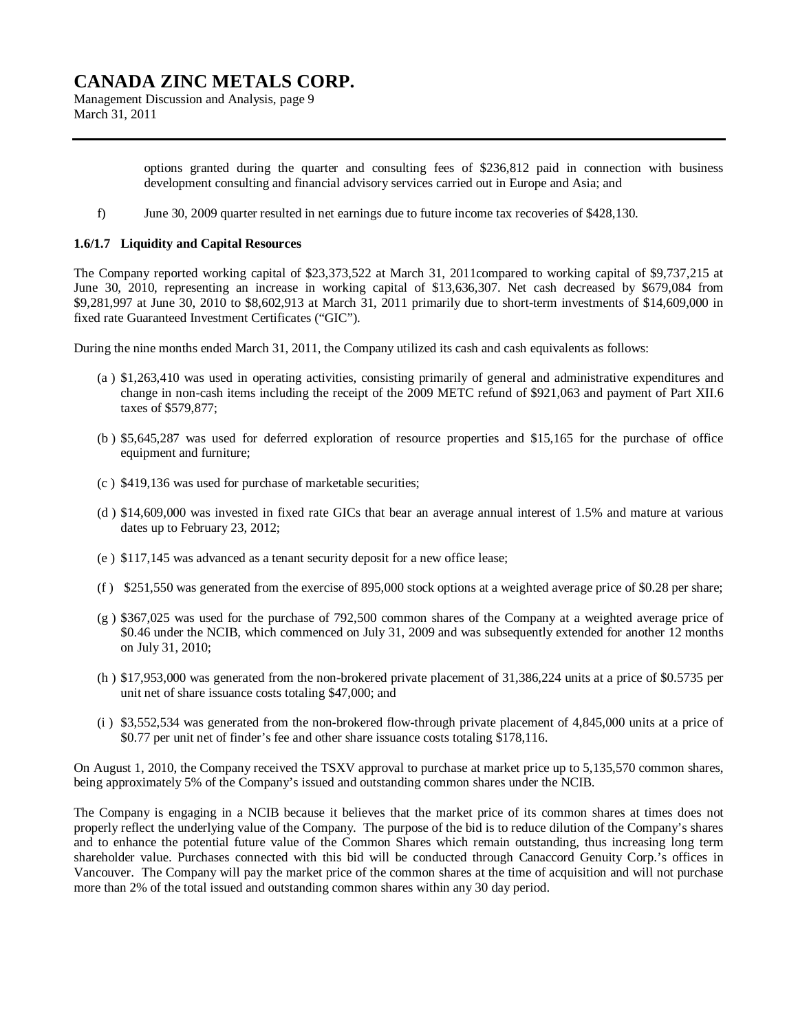options granted during the quarter and consulting fees of $236,812 paid in connection with business development consulting and financial advisory services carried out in Europe and Asia; and

f) June 30, 2009 quarter resulted in net earnings due to future income tax recoveries of $428,130.

### 1.6/1.7 Liquidity and Capital Resources

The Company reported working capital of $23,373,522 at March 31, 2011compared to working capital of $9,737,215 at June 30, 2010, representing an increase in working capital of $13,636,307. Net cash decreased by $679,084 from $9,281,997 at June 30, 2010 to $8,602,913 at March 31, 2011 primarily due to short-term investments of $14,609,000 in fixed rate Guaranteed Investment Certificates ("GIC").

During the nine months ended March 31, 2011, the Company utilized its cash and cash equivalents as follows:

(a ) $1,263,410 was used in operating activities, consisting primarily of general and administrative expenditures and change in non-cash items including the receipt of the 2009 METC refund of $921,063 and payment of Part XII.6 taxes of $579,877;

(b ) $5,645,287 was used for deferred exploration of resource properties and $15,165 for the purchase of office equipment and furniture;

(c ) $419,136 was used for purchase of marketable securities;

(d ) $14,609,000 was invested in fixed rate GICs that bear an average annual interest of 1.5% and mature at various dates up to February 23, 2012;

(e ) $117,145 was advanced as a tenant security deposit for a new office lease;

(f ) $251,550 was generated from the exercise of 895,000 stock options at a weighted average price of $0.28 per share;

(g ) $367,025 was used for the purchase of 792,500 common shares of the Company at a weighted average price of $0.46 under the NCIB, which commenced on July 31, 2009 and was subsequently extended for another 12 months on July 31, 2010;

(h ) $17,953,000 was generated from the non-brokered private placement of 31,386,224 units at a price of $0.5735 per unit net of share issuance costs totaling $47,000; and

(i ) $3,552,534 was generated from the non-brokered flow-through private placement of 4,845,000 units at a price of $0.77 per unit net of finder's fee and other share issuance costs totaling $178,116.

On August 1, 2010, the Company received the TSXV approval to purchase at market price up to 5,135,570 common shares, being approximately 5% of the Company's issued and outstanding common shares under the NCIB.

The Company is engaging in a NCIB because it believes that the market price of its common shares at times does not properly reflect the underlying value of the Company. The purpose of the bid is to reduce dilution of the Company's shares and to enhance the potential future value of the Common Shares which remain outstanding, thus increasing long term shareholder value. Purchases connected with this bid will be conducted through Canaccord Genuity Corp.'s offices in Vancouver. The Company will pay the market price of the common shares at the time of acquisition and will not purchase more than 2% of the total issued and outstanding common shares within any 30 day period.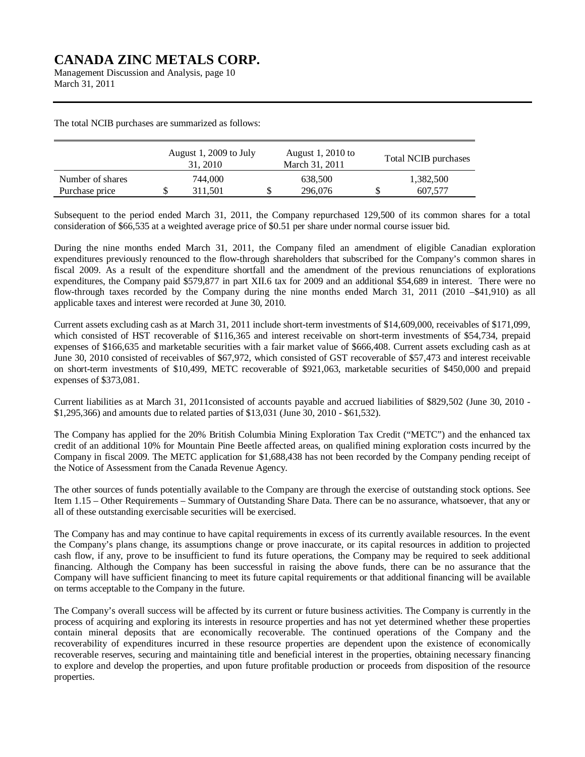The total NCIB purchases are summarized as follows:

| | August 1, 2009 to July 31, 2010 | August 1, 2010 to March 31, 2011 | Total NCIB purchases |
|---|---|---|---|
| Number of shares | 744,000 | 638,500 | 1,382,500 |
| Purchase price | $ 311,501 | $ 296,076 | $ 607,577 |

Subsequent to the period ended March 31, 2011, the Company repurchased 129,500 of its common shares for a total consideration of $66,535 at a weighted average price of $0.51 per share under normal course issuer bid.

During the nine months ended March 31, 2011, the Company filed an amendment of eligible Canadian exploration expenditures previously renounced to the flow-through shareholders that subscribed for the Company's common shares in fiscal 2009. As a result of the expenditure shortfall and the amendment of the previous renunciations of explorations expenditures, the Company paid $579,877 in part XII.6 tax for 2009 and an additional $54,689 in interest. There were no flow-through taxes recorded by the Company during the nine months ended March 31, 2011 (2010 –$41,910) as all applicable taxes and interest were recorded at June 30, 2010.

Current assets excluding cash as at March 31, 2011 include short-term investments of $14,609,000, receivables of $171,099, which consisted of HST recoverable of $116,365 and interest receivable on short-term investments of $54,734, prepaid expenses of $166,635 and marketable securities with a fair market value of $666,408. Current assets excluding cash as at June 30, 2010 consisted of receivables of $67,972, which consisted of GST recoverable of $57,473 and interest receivable on short-term investments of $10,499, METC recoverable of $921,063, marketable securities of $450,000 and prepaid expenses of $373,081.

Current liabilities as at March 31, 2011consisted of accounts payable and accrued liabilities of $829,502 (June 30, 2010 - $1,295,366) and amounts due to related parties of $13,031 (June 30, 2010 - $61,532).

The Company has applied for the 20% British Columbia Mining Exploration Tax Credit ("METC") and the enhanced tax credit of an additional 10% for Mountain Pine Beetle affected areas, on qualified mining exploration costs incurred by the Company in fiscal 2009. The METC application for $1,688,438 has not been recorded by the Company pending receipt of the Notice of Assessment from the Canada Revenue Agency.

The other sources of funds potentially available to the Company are through the exercise of outstanding stock options. See Item 1.15 – Other Requirements – Summary of Outstanding Share Data. There can be no assurance, whatsoever, that any or all of these outstanding exercisable securities will be exercised.

The Company has and may continue to have capital requirements in excess of its currently available resources. In the event the Company's plans change, its assumptions change or prove inaccurate, or its capital resources in addition to projected cash flow, if any, prove to be insufficient to fund its future operations, the Company may be required to seek additional financing. Although the Company has been successful in raising the above funds, there can be no assurance that the Company will have sufficient financing to meet its future capital requirements or that additional financing will be available on terms acceptable to the Company in the future.

The Company's overall success will be affected by its current or future business activities. The Company is currently in the process of acquiring and exploring its interests in resource properties and has not yet determined whether these properties contain mineral deposits that are economically recoverable. The continued operations of the Company and the recoverability of expenditures incurred in these resource properties are dependent upon the existence of economically recoverable reserves, securing and maintaining title and beneficial interest in the properties, obtaining necessary financing to explore and develop the properties, and upon future profitable production or proceeds from disposition of the resource properties.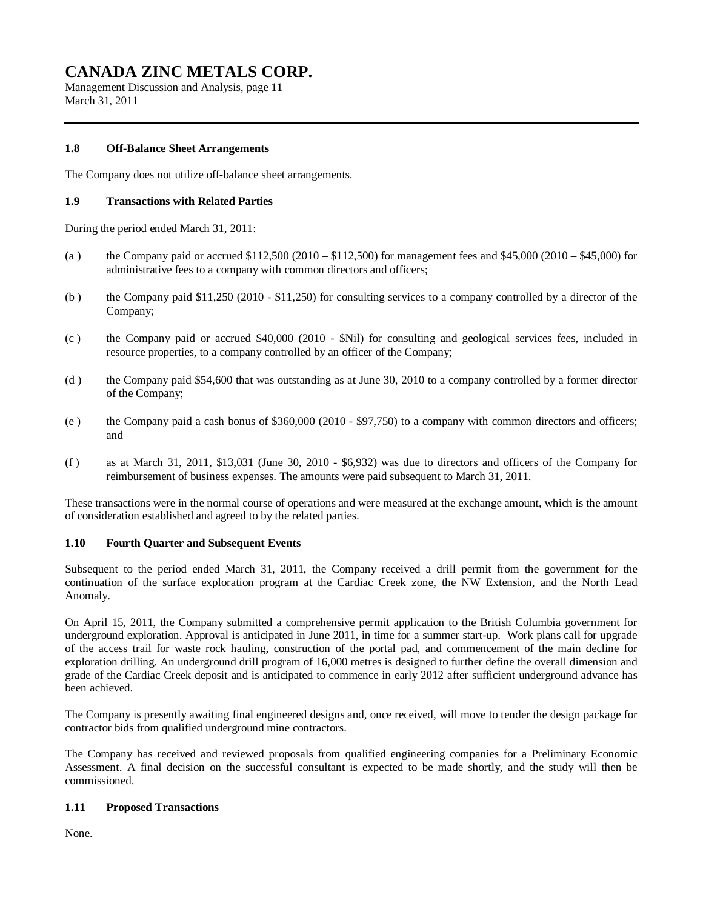### 1.8 Off-Balance Sheet Arrangements

The Company does not utilize off-balance sheet arrangements.

### 1.9 Transactions with Related Parties

During the period ended March 31, 2011:

(a ) the Company paid or accrued $112,500 (2010 – $112,500) for management fees and $45,000 (2010 – $45,000) for administrative fees to a company with common directors and officers;

(b ) the Company paid $11,250 (2010 - $11,250) for consulting services to a company controlled by a director of the Company;

(c ) the Company paid or accrued $40,000 (2010 - $Nil) for consulting and geological services fees, included in resource properties, to a company controlled by an officer of the Company;

(d ) the Company paid $54,600 that was outstanding as at June 30, 2010 to a company controlled by a former director of the Company;

(e ) the Company paid a cash bonus of $360,000 (2010 - $97,750) to a company with common directors and officers; and

(f ) as at March 31, 2011, $13,031 (June 30, 2010 - $6,932) was due to directors and officers of the Company for reimbursement of business expenses. The amounts were paid subsequent to March 31, 2011.

These transactions were in the normal course of operations and were measured at the exchange amount, which is the amount of consideration established and agreed to by the related parties.

### 1.10 Fourth Quarter and Subsequent Events

Subsequent to the period ended March 31, 2011, the Company received a drill permit from the government for the continuation of the surface exploration program at the Cardiac Creek zone, the NW Extension, and the North Lead Anomaly.

On April 15, 2011, the Company submitted a comprehensive permit application to the British Columbia government for underground exploration. Approval is anticipated in June 2011, in time for a summer start-up. Work plans call for upgrade of the access trail for waste rock hauling, construction of the portal pad, and commencement of the main decline for exploration drilling. An underground drill program of 16,000 metres is designed to further define the overall dimension and grade of the Cardiac Creek deposit and is anticipated to commence in early 2012 after sufficient underground advance has been achieved.

The Company is presently awaiting final engineered designs and, once received, will move to tender the design package for contractor bids from qualified underground mine contractors.

The Company has received and reviewed proposals from qualified engineering companies for a Preliminary Economic Assessment. A final decision on the successful consultant is expected to be made shortly, and the study will then be commissioned.

### 1.11 Proposed Transactions

None.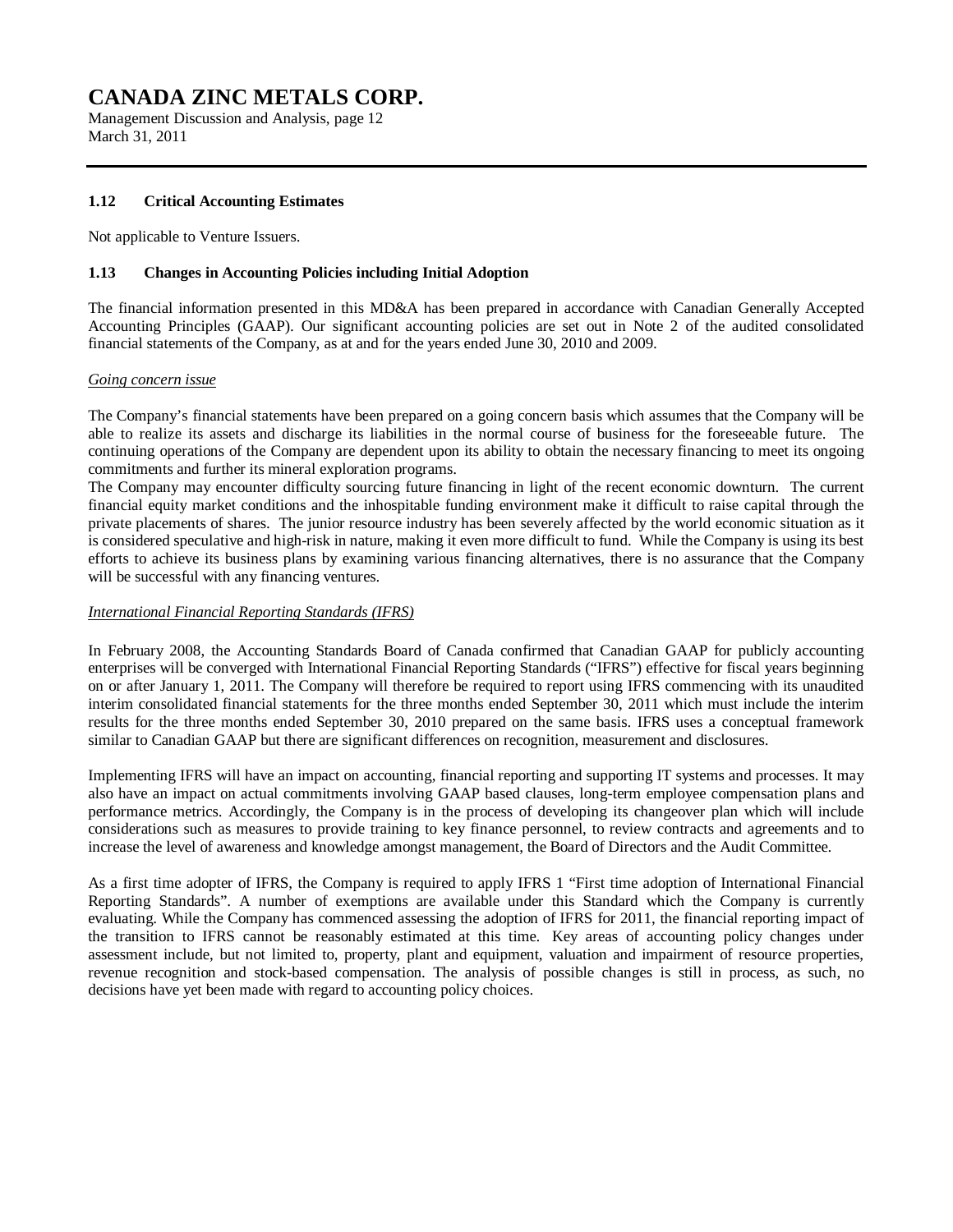### 1.12 Critical Accounting Estimates

Not applicable to Venture Issuers.

### 1.13 Changes in Accounting Policies including Initial Adoption

The financial information presented in this MD&A has been prepared in accordance with Canadian Generally Accepted Accounting Principles (GAAP). Our significant accounting policies are set out in Note 2 of the audited consolidated financial statements of the Company, as at and for the years ended June 30, 2010 and 2009.

*Going concern issue*

The Company's financial statements have been prepared on a going concern basis which assumes that the Company will be able to realize its assets and discharge its liabilities in the normal course of business for the foreseeable future. The continuing operations of the Company are dependent upon its ability to obtain the necessary financing to meet its ongoing commitments and further its mineral exploration programs.

The Company may encounter difficulty sourcing future financing in light of the recent economic downturn. The current financial equity market conditions and the inhospitable funding environment make it difficult to raise capital through the private placements of shares. The junior resource industry has been severely affected by the world economic situation as it is considered speculative and high-risk in nature, making it even more difficult to fund. While the Company is using its best efforts to achieve its business plans by examining various financing alternatives, there is no assurance that the Company will be successful with any financing ventures.

*International Financial Reporting Standards (IFRS)*

In February 2008, the Accounting Standards Board of Canada confirmed that Canadian GAAP for publicly accounting enterprises will be converged with International Financial Reporting Standards ("IFRS") effective for fiscal years beginning on or after January 1, 2011. The Company will therefore be required to report using IFRS commencing with its unaudited interim consolidated financial statements for the three months ended September 30, 2011 which must include the interim results for the three months ended September 30, 2010 prepared on the same basis. IFRS uses a conceptual framework similar to Canadian GAAP but there are significant differences on recognition, measurement and disclosures.

Implementing IFRS will have an impact on accounting, financial reporting and supporting IT systems and processes. It may also have an impact on actual commitments involving GAAP based clauses, long-term employee compensation plans and performance metrics. Accordingly, the Company is in the process of developing its changeover plan which will include considerations such as measures to provide training to key finance personnel, to review contracts and agreements and to increase the level of awareness and knowledge amongst management, the Board of Directors and the Audit Committee.

As a first time adopter of IFRS, the Company is required to apply IFRS 1 "First time adoption of International Financial Reporting Standards". A number of exemptions are available under this Standard which the Company is currently evaluating. While the Company has commenced assessing the adoption of IFRS for 2011, the financial reporting impact of the transition to IFRS cannot be reasonably estimated at this time. Key areas of accounting policy changes under assessment include, but not limited to, property, plant and equipment, valuation and impairment of resource properties, revenue recognition and stock-based compensation. The analysis of possible changes is still in process, as such, no decisions have yet been made with regard to accounting policy choices.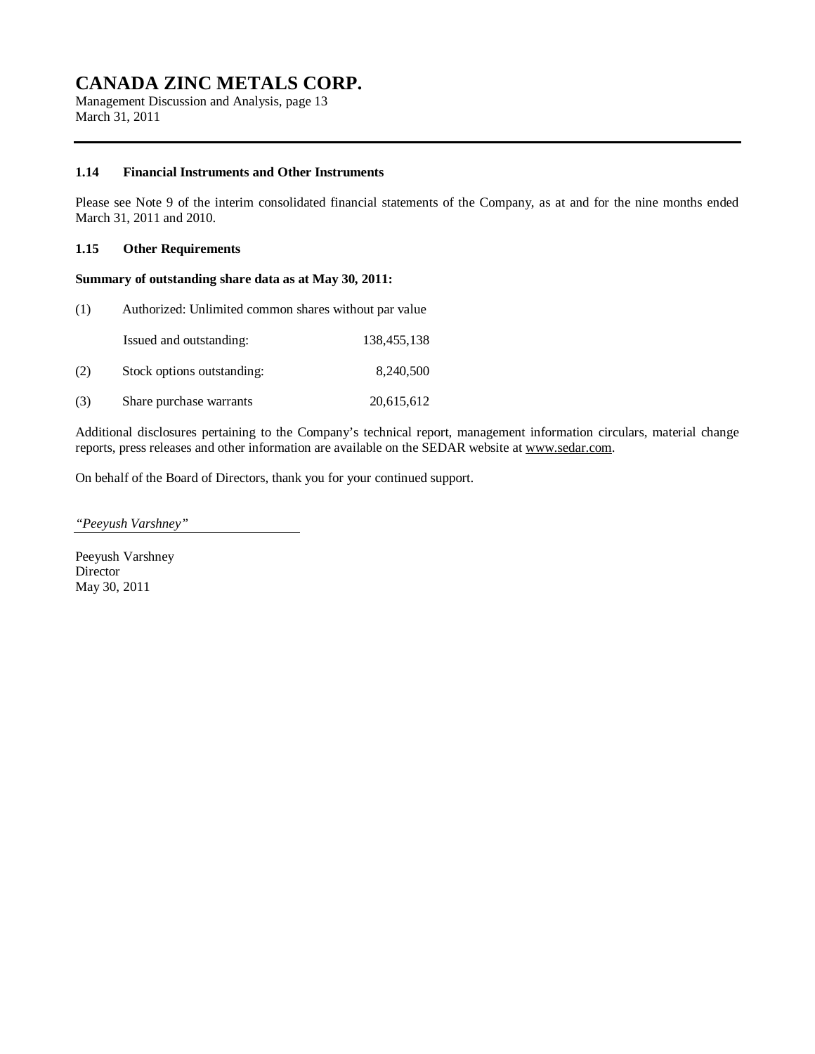### 1.14 Financial Instruments and Other Instruments

Please see Note 9 of the interim consolidated financial statements of the Company, as at and for the nine months ended March 31, 2011 and 2010.

### 1.15 Other Requirements

**Summary of outstanding share data as at May 30, 2011:**

| | | |
|---|---|---|
| (1) | Authorized: Unlimited common shares without par value | |
| | Issued and outstanding: | 138,455,138 |
| (2) | Stock options outstanding: | 8,240,500 |
| (3) | Share purchase warrants | 20,615,612 |

Additional disclosures pertaining to the Company's technical report, management information circulars, material change reports, press releases and other information are available on the SEDAR website at www.sedar.com.

On behalf of the Board of Directors, thank you for your continued support.

*"Peeyush Varshney"*

Peeyush Varshney
Director
May 30, 2011